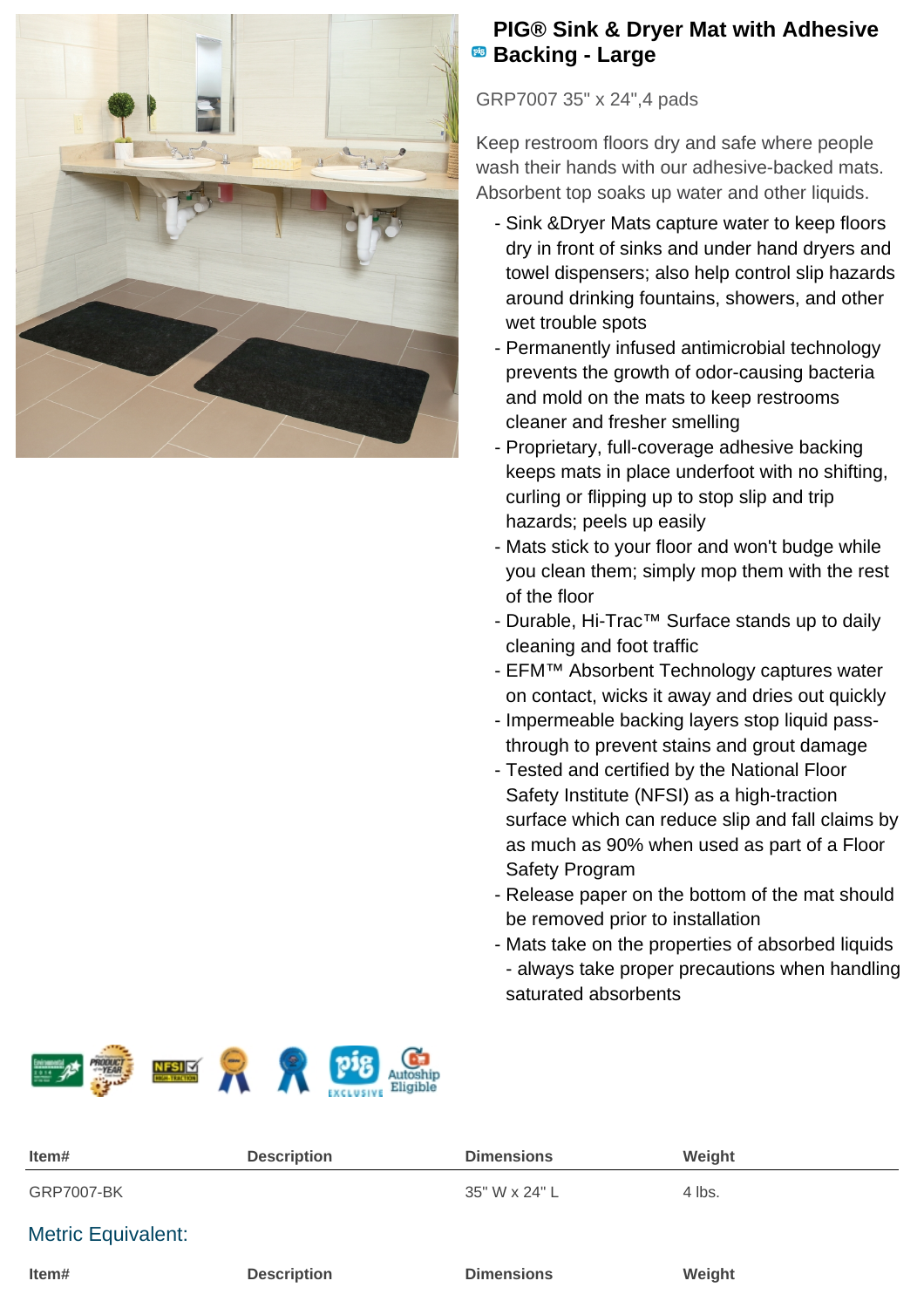# PIG® Sink & Dryer Mat with Adhesive Backing - Large

GRP7007 35" x 24",4 pads

Keep restroom floors dry and safe where people wash their hands with our adhesive-backed mats. Absorbent top soaks up water and other liquids.

- Sink &Dryer Mats capture water to keep floors dry in front of sinks and under hand dryers and towel dispensers; also help control slip hazards around drinking fountains, showers, and other wet trouble spots
- Permanently infused antimicrobial technology prevents the growth of odor-causing bacteria and mold on the mats to keep restrooms cleaner and fresher smelling
- Proprietary, full-coverage adhesive backing keeps mats in place underfoot with no shifting, curling or flipping up to stop slip and trip hazards; peels up easily
- Mats stick to your floor and won't budge while you clean them; simply mop them with the rest of the floor
- Durable, Hi-Trac™ Surface stands up to daily cleaning and foot traffic
- EFM™ Absorbent Technology captures water on contact, wicks it away and dries out quickly
- Impermeable backing layers stop liquid pass-through to prevent stains and grout damage
- Tested and certified by the National Floor Safety Institute (NFSI) as a high-traction surface which can reduce slip and fall claims by as much as 90% when used as part of a Floor Safety Program
- Release paper on the bottom of the mat should be removed prior to installation
- Mats take on the properties of absorbed liquids - always take proper precautions when handling saturated absorbents

| Item# | Description | Dimensions | Weight |
|---|---|---|---|
| GRP7007-BK | | 35" W x 24" L | 4 lbs. |

## Metric Equivalent:

| Item# | Description | Dimensions | Weight |
|---|---|---|---|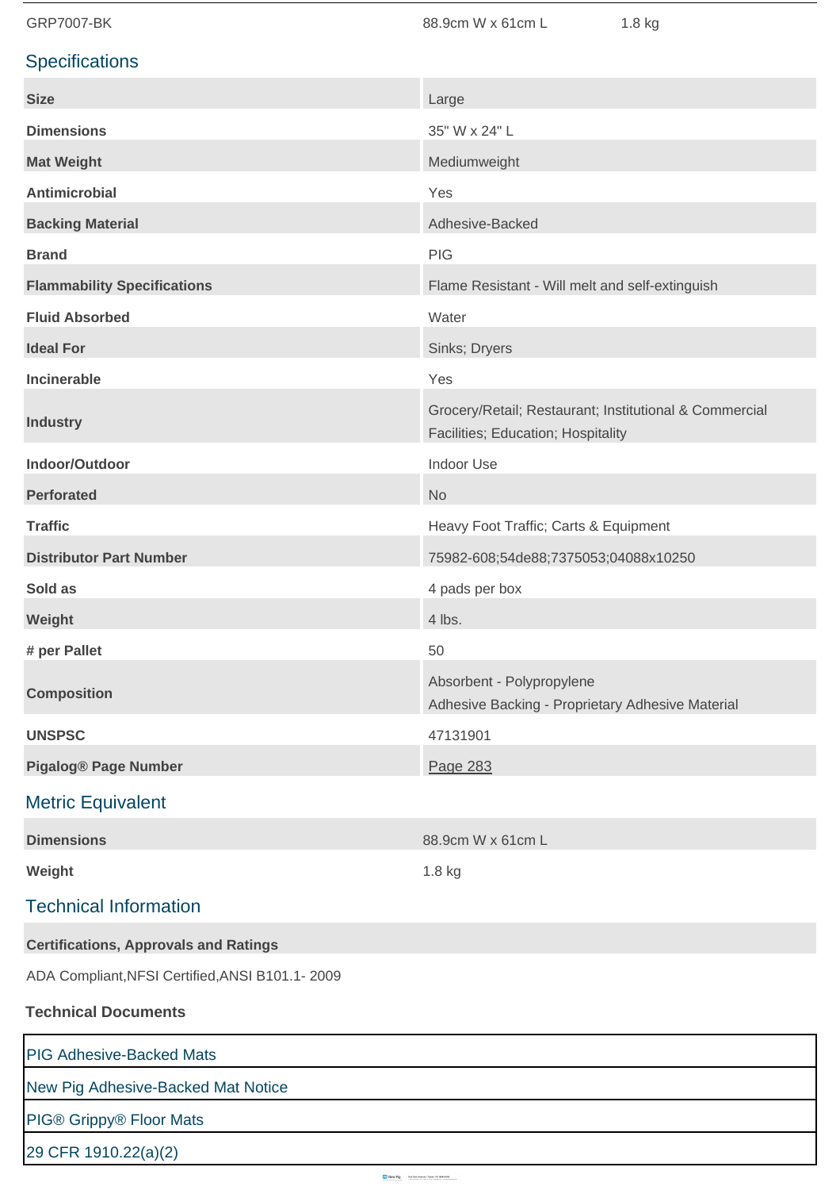| | | |
|---|---|---|
| GRP7007-BK | 88.9cm W x 61cm L | 1.8 kg |

## Specifications

| | |
|---|---|
| **Size** | Large |
| **Dimensions** | 35" W x 24" L |
| **Mat Weight** | Mediumweight |
| **Antimicrobial** | Yes |
| **Backing Material** | Adhesive-Backed |
| **Brand** | PIG |
| **Flammability Specifications** | Flame Resistant - Will melt and self-extinguish |
| **Fluid Absorbed** | Water |
| **Ideal For** | Sinks; Dryers |
| **Incinerable** | Yes |
| **Industry** | Grocery/Retail; Restaurant; Institutional & Commercial Facilities; Education; Hospitality |
| **Indoor/Outdoor** | Indoor Use |
| **Perforated** | No |
| **Traffic** | Heavy Foot Traffic; Carts & Equipment |
| **Distributor Part Number** | 75982-608;54de88;7375053;04088x10250 |
| **Sold as** | 4 pads per box |
| **Weight** | 4 lbs. |
| **# per Pallet** | 50 |
| **Composition** | Absorbent - Polypropylene<br>Adhesive Backing - Proprietary Adhesive Material |
| **UNSPSC** | 47131901 |
| **Pigalog® Page Number** | Page 283 |

## Metric Equivalent

| | |
|---|---|
| **Dimensions** | 88.9cm W x 61cm L |
| **Weight** | 1.8 kg |

## Technical Information

**Certifications, Approvals and Ratings**

ADA Compliant,NFSI Certified,ANSI B101.1- 2009

**Technical Documents**

- PIG Adhesive-Backed Mats
- New Pig Adhesive-Backed Mat Notice
- PIG® Grippy® Floor Mats
- 29 CFR 1910.22(a)(2)